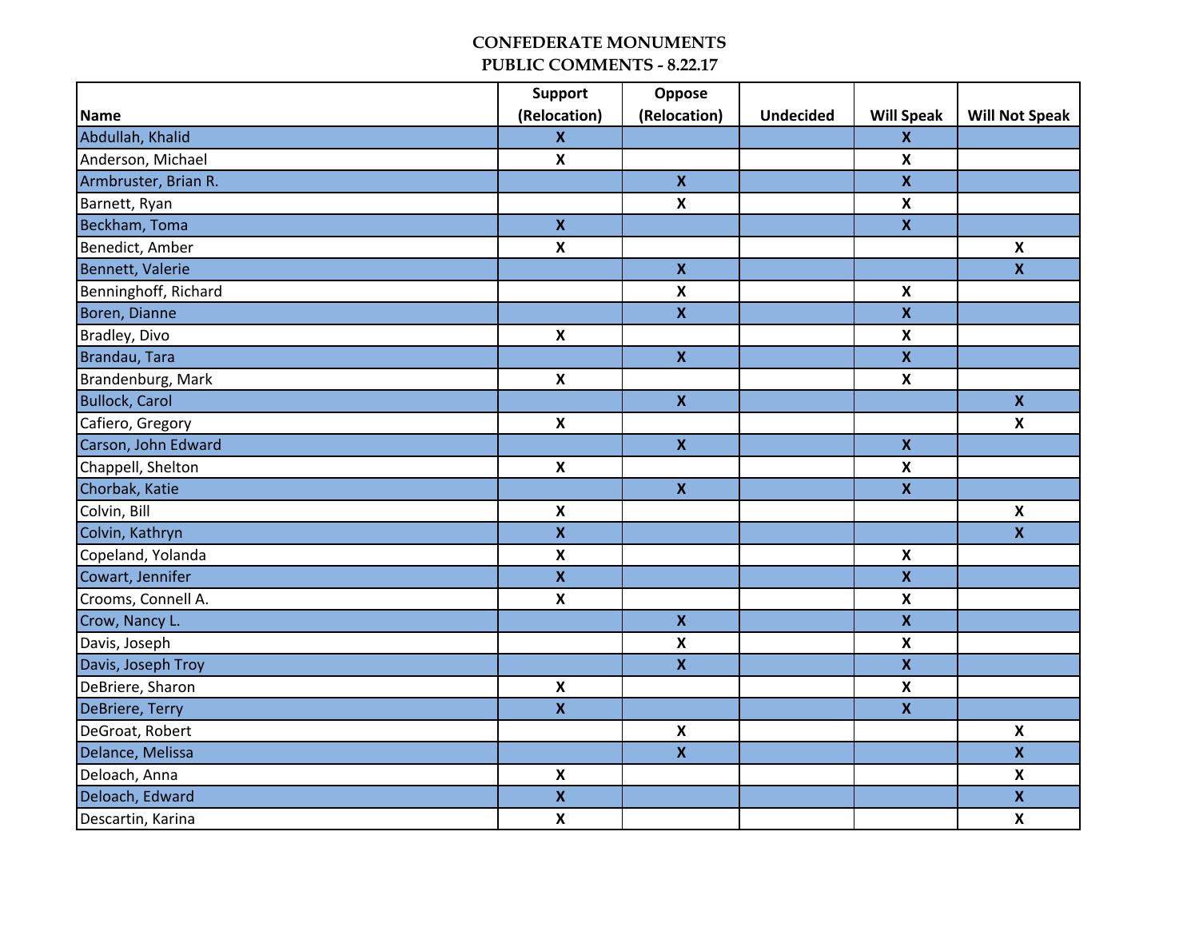# CONFEDERATE MONUMENTS
## PUBLIC COMMENTS - 8.22.17

| Name | Support (Relocation) | Oppose (Relocation) | Undecided | Will Speak | Will Not Speak |
|---|---|---|---|---|---|
| Abdullah, Khalid | X | | | X | |
| Anderson, Michael | X | | | X | |
| Armbruster, Brian R. | | X | | X | |
| Barnett, Ryan | | X | | X | |
| Beckham, Toma | X | | | X | |
| Benedict, Amber | X | | | | X |
| Bennett, Valerie | | X | | | X |
| Benninghoff, Richard | | X | | X | |
| Boren, Dianne | | X | | X | |
| Bradley, Divo | X | | | X | |
| Brandau, Tara | | X | | X | |
| Brandenburg, Mark | X | | | X | |
| Bullock, Carol | | X | | | X |
| Cafiero, Gregory | X | | | | X |
| Carson, John Edward | | X | | X | |
| Chappell, Shelton | X | | | X | |
| Chorbak, Katie | | X | | X | |
| Colvin, Bill | X | | | | X |
| Colvin, Kathryn | X | | | | X |
| Copeland, Yolanda | X | | | X | |
| Cowart, Jennifer | X | | | X | |
| Crooms, Connell A. | X | | | X | |
| Crow, Nancy L. | | X | | X | |
| Davis, Joseph | | X | | X | |
| Davis, Joseph Troy | | X | | X | |
| DeBriere, Sharon | X | | | X | |
| DeBriere, Terry | X | | | X | |
| DeGroat, Robert | | X | | | X |
| Delance, Melissa | | X | | | X |
| Deloach, Anna | X | | | | X |
| Deloach, Edward | X | | | | X |
| Descartin, Karina | X | | | | X |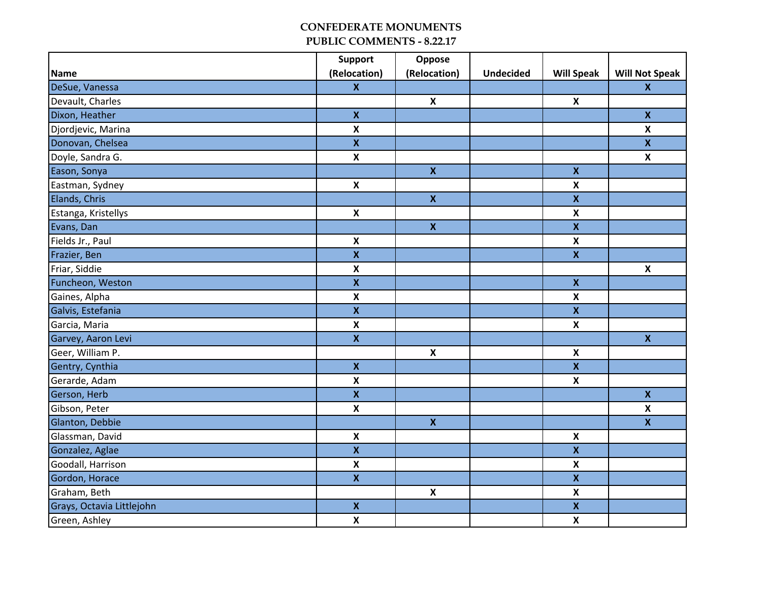# CONFEDERATE MONUMENTS
## PUBLIC COMMENTS - 8.22.17

| Name | Support (Relocation) | Oppose (Relocation) | Undecided | Will Speak | Will Not Speak |
|---|---|---|---|---|---|
| DeSue, Vanessa | X | | | | X |
| Devault, Charles | | X | | X | |
| Dixon, Heather | X | | | | X |
| Djordjevic, Marina | X | | | | X |
| Donovan, Chelsea | X | | | | X |
| Doyle, Sandra G. | X | | | | X |
| Eason, Sonya | | X | | X | |
| Eastman, Sydney | X | | | X | |
| Elands, Chris | | X | | X | |
| Estanga, Kristellys | X | | | X | |
| Evans, Dan | | X | | X | |
| Fields Jr., Paul | X | | | X | |
| Frazier, Ben | X | | | X | |
| Friar, Siddie | X | | | | X |
| Funcheon, Weston | X | | | X | |
| Gaines, Alpha | X | | | X | |
| Galvis, Estefania | X | | | X | |
| Garcia, Maria | X | | | X | |
| Garvey, Aaron Levi | X | | | | X |
| Geer, William P. | | X | | X | |
| Gentry, Cynthia | X | | | X | |
| Gerarde, Adam | X | | | X | |
| Gerson, Herb | X | | | | X |
| Gibson, Peter | X | | | | X |
| Glanton, Debbie | | X | | | X |
| Glassman, David | X | | | X | |
| Gonzalez, Aglae | X | | | X | |
| Goodall, Harrison | X | | | X | |
| Gordon, Horace | X | | | X | |
| Graham, Beth | | X | | X | |
| Grays, Octavia Littlejohn | X | | | X | |
| Green, Ashley | X | | | X | |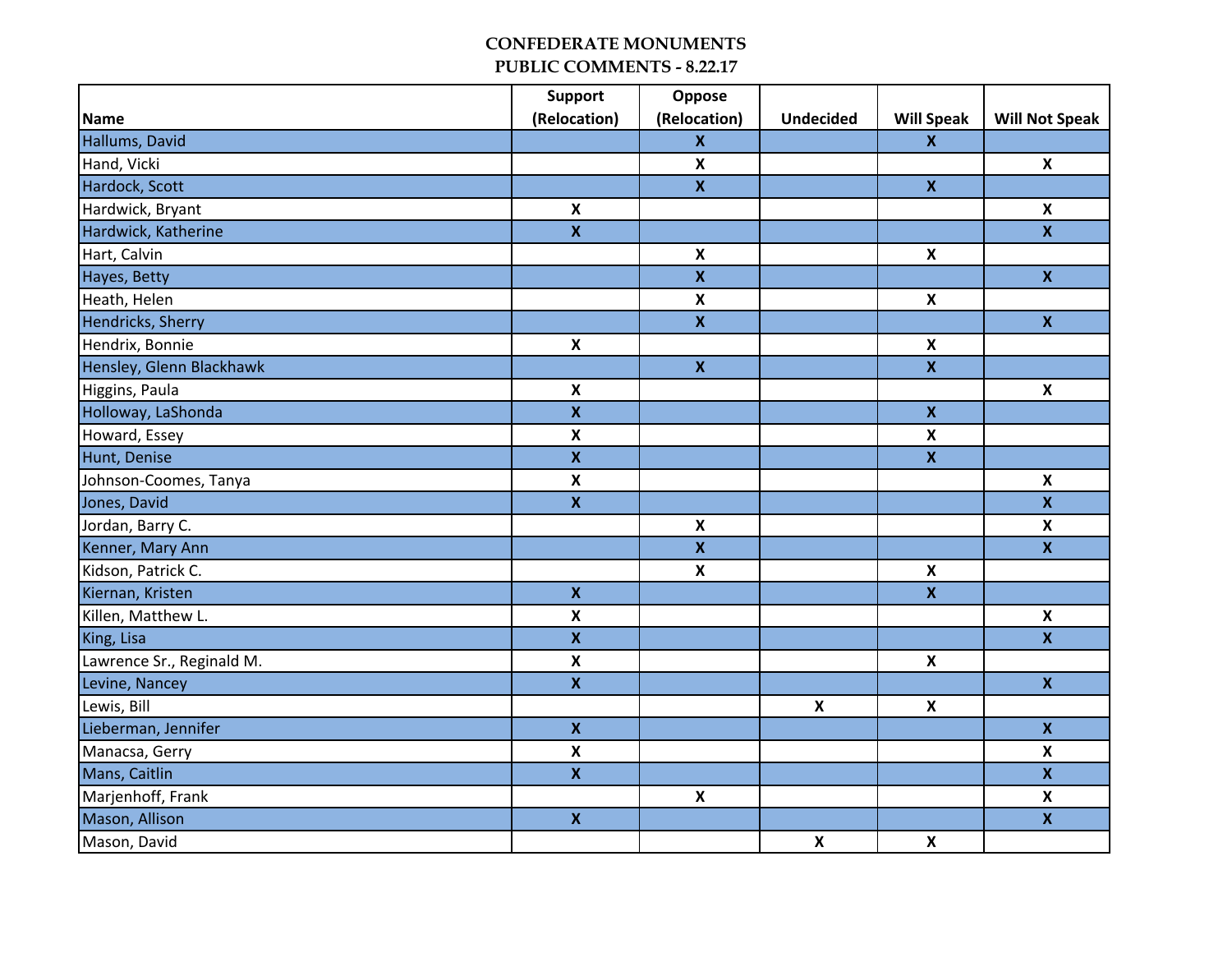**CONFEDERATE MONUMENTS**
**PUBLIC COMMENTS - 8.22.17**

| Name | Support (Relocation) | Oppose (Relocation) | Undecided | Will Speak | Will Not Speak |
|---|---|---|---|---|---|
| Hallums, David | | X | | X | |
| Hand, Vicki | | X | | | X |
| Hardock, Scott | | X | | X | |
| Hardwick, Bryant | X | | | | X |
| Hardwick, Katherine | X | | | | X |
| Hart, Calvin | | X | | X | |
| Hayes, Betty | | X | | | X |
| Heath, Helen | | X | | X | |
| Hendricks, Sherry | | X | | | X |
| Hendrix, Bonnie | X | | | X | |
| Hensley, Glenn Blackhawk | | X | | X | |
| Higgins, Paula | X | | | | X |
| Holloway, LaShonda | X | | | X | |
| Howard, Essey | X | | | X | |
| Hunt, Denise | X | | | X | |
| Johnson-Coomes, Tanya | X | | | | X |
| Jones, David | X | | | | X |
| Jordan, Barry C. | | X | | | X |
| Kenner, Mary Ann | | X | | | X |
| Kidson, Patrick C. | | X | | X | |
| Kiernan, Kristen | X | | | X | |
| Killen, Matthew L. | X | | | | X |
| King, Lisa | X | | | | X |
| Lawrence Sr., Reginald M. | X | | | X | |
| Levine, Nancey | X | | | | X |
| Lewis, Bill | | | X | X | |
| Lieberman, Jennifer | X | | | | X |
| Manacsa, Gerry | X | | | | X |
| Mans, Caitlin | X | | | | X |
| Marjenhoff, Frank | | X | | | X |
| Mason, Allison | X | | | | X |
| Mason, David | | | X | X | |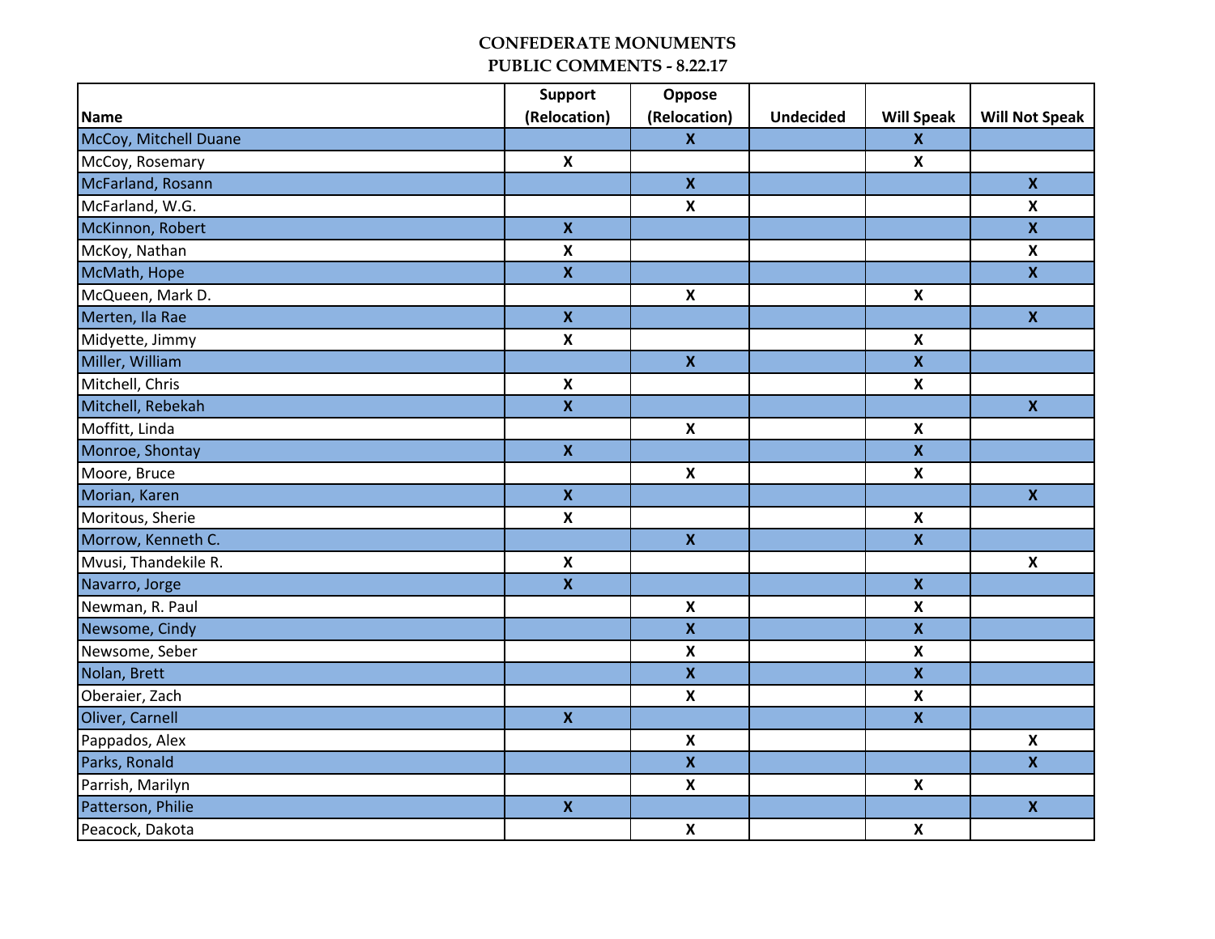# CONFEDERATE MONUMENTS
## PUBLIC COMMENTS - 8.22.17

| Name | Support (Relocation) | Oppose (Relocation) | Undecided | Will Speak | Will Not Speak |
|---|---|---|---|---|---|
| McCoy, Mitchell Duane | | X | | X | |
| McCoy, Rosemary | X | | | X | |
| McFarland, Rosann | | X | | | X |
| McFarland, W.G. | | X | | | X |
| McKinnon, Robert | X | | | | X |
| McKoy, Nathan | X | | | | X |
| McMath, Hope | X | | | | X |
| McQueen, Mark D. | | X | | X | |
| Merten, Ila Rae | X | | | | X |
| Midyette, Jimmy | X | | | X | |
| Miller, William | | X | | X | |
| Mitchell, Chris | X | | | X | |
| Mitchell, Rebekah | X | | | | X |
| Moffitt, Linda | | X | | X | |
| Monroe, Shontay | X | | | X | |
| Moore, Bruce | | X | | X | |
| Morian, Karen | X | | | | X |
| Moritous, Sherie | X | | | X | |
| Morrow, Kenneth C. | | X | | X | |
| Mvusi, Thandekile R. | X | | | | X |
| Navarro, Jorge | X | | | X | |
| Newman, R. Paul | | X | | X | |
| Newsome, Cindy | | X | | X | |
| Newsome, Seber | | X | | X | |
| Nolan, Brett | | X | | X | |
| Oberaier, Zach | | X | | X | |
| Oliver, Carnell | X | | | X | |
| Pappados, Alex | | X | | | X |
| Parks, Ronald | | X | | | X |
| Parrish, Marilyn | | X | | X | |
| Patterson, Philie | X | | | | X |
| Peacock, Dakota | | X | | X | |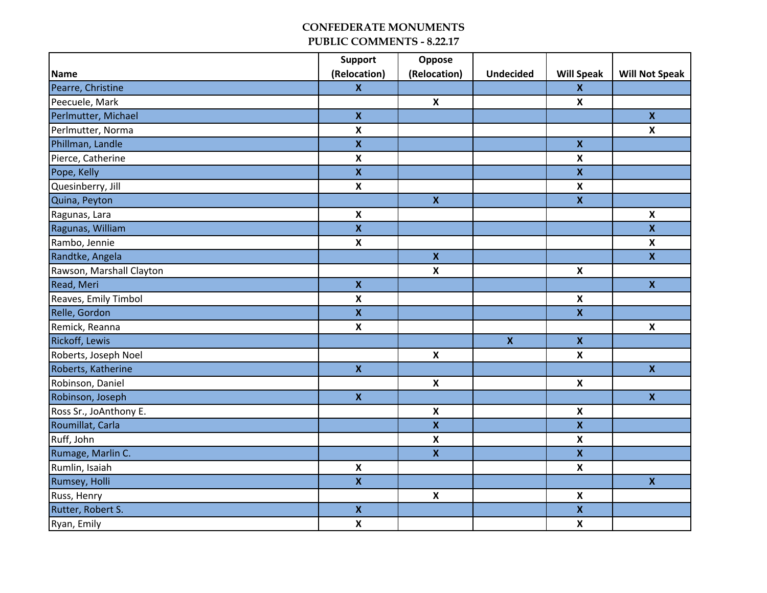# CONFEDERATE MONUMENTS
## PUBLIC COMMENTS - 8.22.17

| Name | Support (Relocation) | Oppose (Relocation) | Undecided | Will Speak | Will Not Speak |
|---|---|---|---|---|---|
| Pearre, Christine | X | | | X | |
| Peecuele, Mark | | X | | X | |
| Perlmutter, Michael | X | | | | X |
| Perlmutter, Norma | X | | | | X |
| Phillman, Landle | X | | | X | |
| Pierce, Catherine | X | | | X | |
| Pope, Kelly | X | | | X | |
| Quesinberry, Jill | X | | | X | |
| Quina, Peyton | | X | | X | |
| Ragunas, Lara | X | | | | X |
| Ragunas, William | X | | | | X |
| Rambo, Jennie | X | | | | X |
| Randtke, Angela | | X | | | X |
| Rawson, Marshall Clayton | | X | | X | |
| Read, Meri | X | | | | X |
| Reaves, Emily Timbol | X | | | X | |
| Relle, Gordon | X | | | X | |
| Remick, Reanna | X | | | | X |
| Rickoff, Lewis | | | X | X | |
| Roberts, Joseph Noel | | X | | X | |
| Roberts, Katherine | X | | | | X |
| Robinson, Daniel | | X | | X | |
| Robinson, Joseph | X | | | | X |
| Ross Sr., JoAnthony E. | | X | | X | |
| Roumillat, Carla | | X | | X | |
| Ruff, John | | X | | X | |
| Rumage, Marlin C. | | X | | X | |
| Rumlin, Isaiah | X | | | X | |
| Rumsey, Holli | X | | | | X |
| Russ, Henry | | X | | X | |
| Rutter, Robert S. | X | | | X | |
| Ryan, Emily | X | | | X | |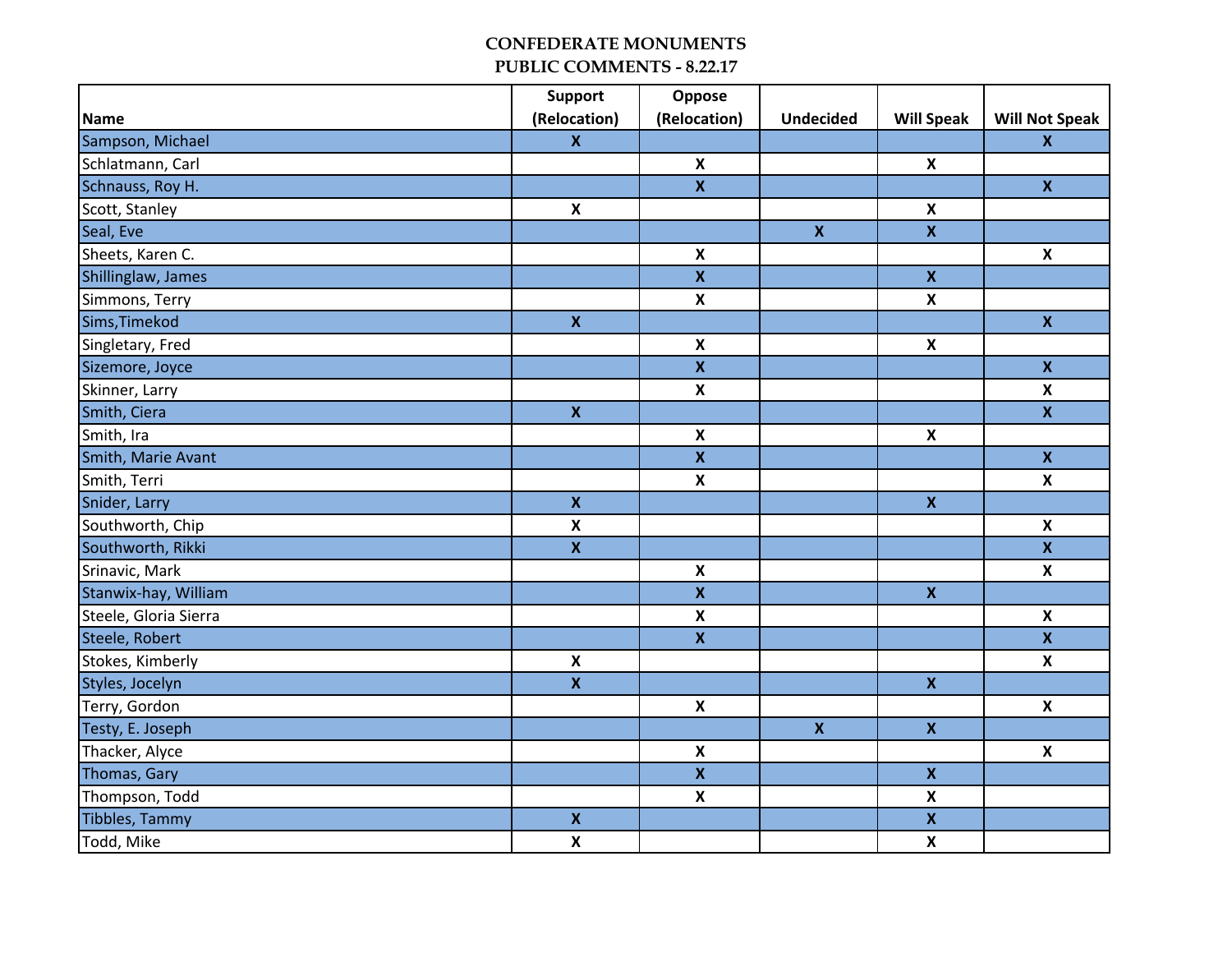**CONFEDERATE MONUMENTS**
**PUBLIC COMMENTS - 8.22.17**

| Name | Support (Relocation) | Oppose (Relocation) | Undecided | Will Speak | Will Not Speak |
|---|---|---|---|---|---|
| Sampson, Michael | X | | | | X |
| Schlatmann, Carl | | X | | X | |
| Schnauss, Roy H. | | X | | | X |
| Scott, Stanley | X | | | X | |
| Seal, Eve | | | X | X | |
| Sheets, Karen C. | | X | | | X |
| Shillinglaw, James | | X | | X | |
| Simmons, Terry | | X | | X | |
| Sims,Timekod | X | | | | X |
| Singletary, Fred | | X | | X | |
| Sizemore, Joyce | | X | | | X |
| Skinner, Larry | | X | | | X |
| Smith, Ciera | X | | | | X |
| Smith, Ira | | X | | X | |
| Smith, Marie Avant | | X | | | X |
| Smith, Terri | | X | | | X |
| Snider, Larry | X | | | X | |
| Southworth, Chip | X | | | | X |
| Southworth, Rikki | X | | | | X |
| Srinavic, Mark | | X | | | X |
| Stanwix-hay, William | | X | | X | |
| Steele, Gloria Sierra | | X | | | X |
| Steele, Robert | | X | | | X |
| Stokes, Kimberly | X | | | | X |
| Styles, Jocelyn | X | | | X | |
| Terry, Gordon | | X | | | X |
| Testy, E. Joseph | | | X | X | |
| Thacker, Alyce | | X | | | X |
| Thomas, Gary | | X | | X | |
| Thompson, Todd | | X | | X | |
| Tibbles, Tammy | X | | | X | |
| Todd, Mike | X | | | X | |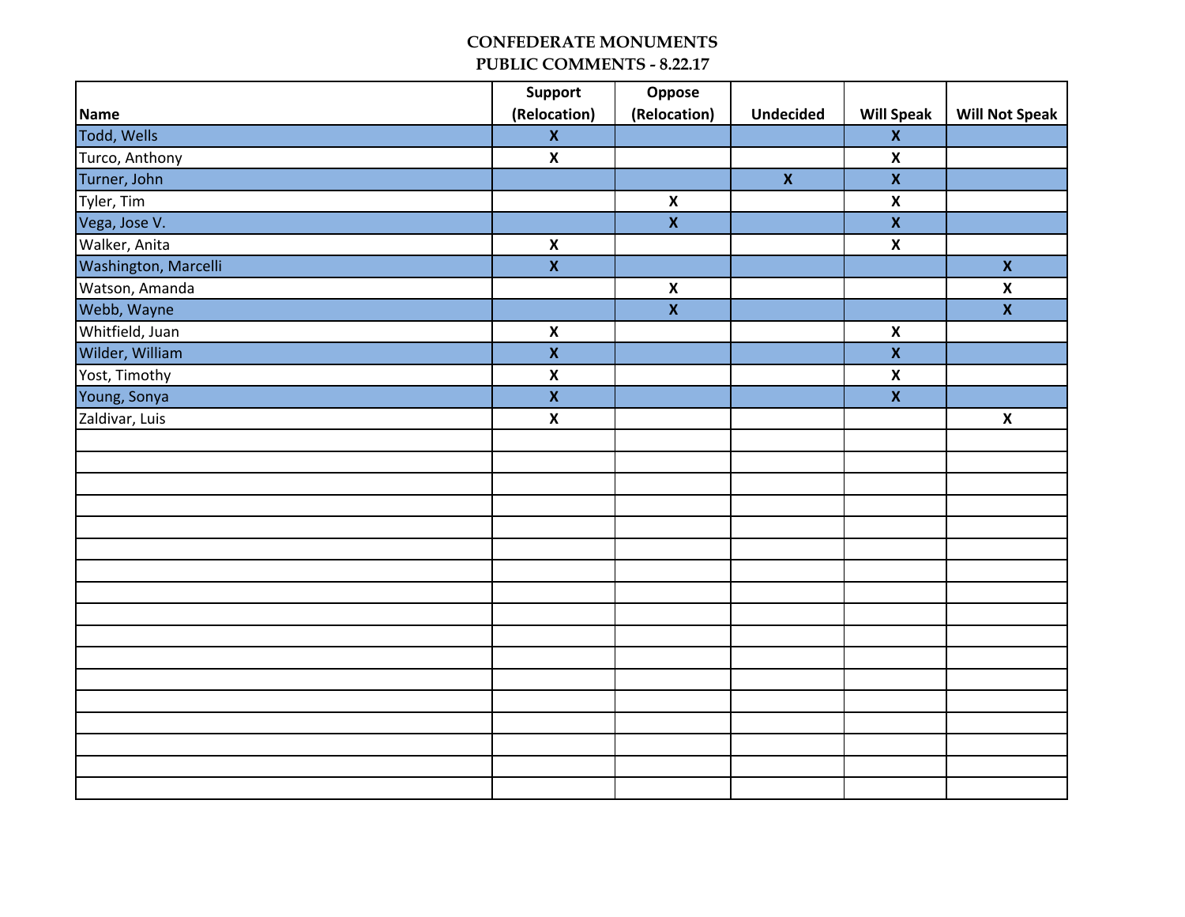**CONFEDERATE MONUMENTS**
**PUBLIC COMMENTS - 8.22.17**

| Name | Support (Relocation) | Oppose (Relocation) | Undecided | Will Speak | Will Not Speak |
|---|---|---|---|---|---|
| Todd, Wells | X | | | X | |
| Turco, Anthony | X | | | X | |
| Turner, John | | | X | X | |
| Tyler, Tim | | X | | X | |
| Vega, Jose V. | | X | | X | |
| Walker, Anita | X | | | X | |
| Washington, Marcelli | X | | | | X |
| Watson, Amanda | | X | | | X |
| Webb, Wayne | | X | | | X |
| Whitfield, Juan | X | | | X | |
| Wilder, William | X | | | X | |
| Yost, Timothy | X | | | X | |
| Young, Sonya | X | | | X | |
| Zaldivar, Luis | X | | | | X |
| | | | | | |
| | | | | | |
| | | | | | |
| | | | | | |
| | | | | | |
| | | | | | |
| | | | | | |
| | | | | | |
| | | | | | |
| | | | | | |
| | | | | | |
| | | | | | |
| | | | | | |
| | | | | | |
| | | | | | |
| | | | | | |
| | | | | | |